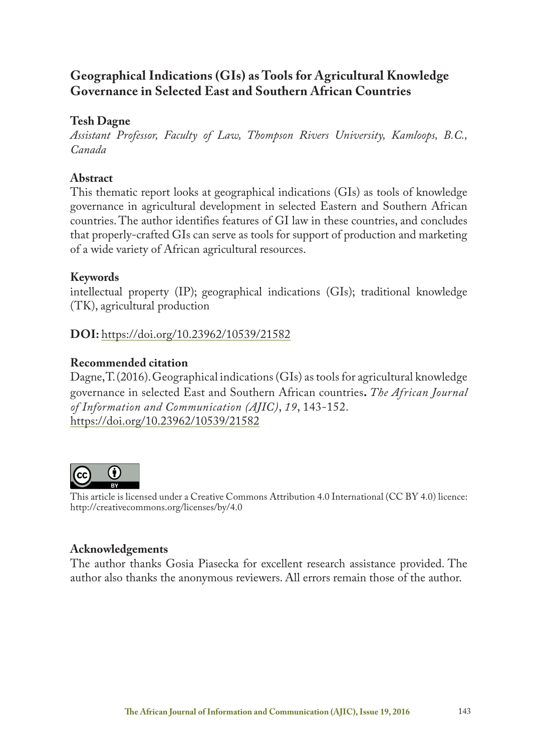# Geographical Indications (GIs) as Tools for Agricultural Knowledge Governance in Selected East and Southern African Countries

**Tesh Dagne**

*Assistant Professor, Faculty of Law, Thompson Rivers University, Kamloops, B.C., Canada*

## Abstract

This thematic report looks at geographical indications (GIs) as tools of knowledge governance in agricultural development in selected Eastern and Southern African countries. The author identifies features of GI law in these countries, and concludes that properly-crafted GIs can serve as tools for support of production and marketing of a wide variety of African agricultural resources.

## Keywords

intellectual property (IP); geographical indications (GIs); traditional knowledge (TK), agricultural production

**DOI:** https://doi.org/10.23962/10539/21582

## Recommended citation

Dagne, T. (2016). Geographical indications (GIs) as tools for agricultural knowledge governance in selected East and Southern African countries. *The African Journal of Information and Communication (AJIC)*, *19*, 143-152. https://doi.org/10.23962/10539/21582

This article is licensed under a Creative Commons Attribution 4.0 International (CC BY 4.0) licence: http://creativecommons.org/licenses/by/4.0

## Acknowledgements

The author thanks Gosia Piasecka for excellent research assistance provided. The author also thanks the anonymous reviewers. All errors remain those of the author.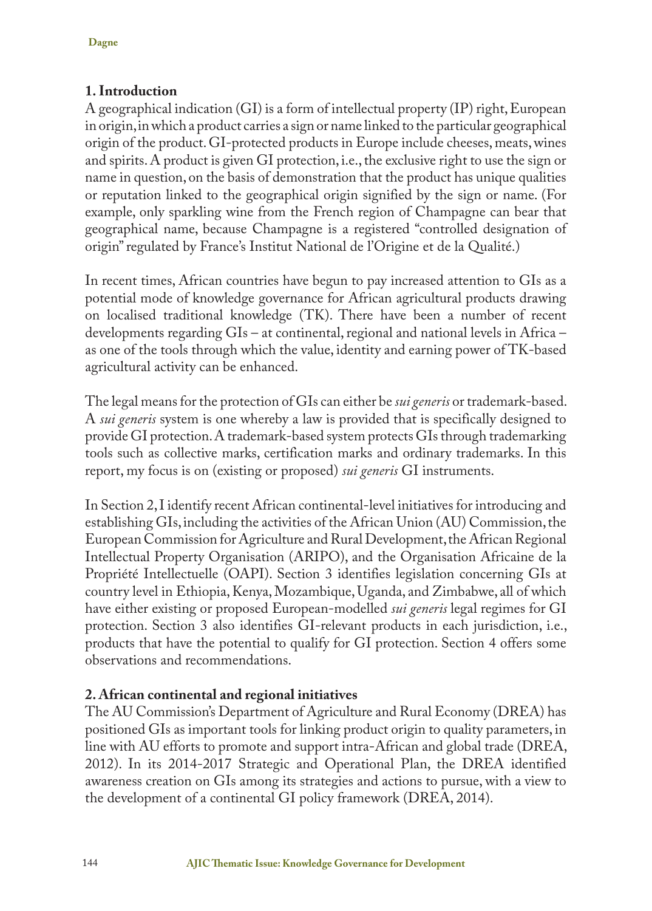## 1. Introduction

A geographical indication (GI) is a form of intellectual property (IP) right, European in origin, in which a product carries a sign or name linked to the particular geographical origin of the product. GI-protected products in Europe include cheeses, meats, wines and spirits. A product is given GI protection, i.e., the exclusive right to use the sign or name in question, on the basis of demonstration that the product has unique qualities or reputation linked to the geographical origin signified by the sign or name. (For example, only sparkling wine from the French region of Champagne can bear that geographical name, because Champagne is a registered "controlled designation of origin" regulated by France's Institut National de l'Origine et de la Qualité.)

In recent times, African countries have begun to pay increased attention to GIs as a potential mode of knowledge governance for African agricultural products drawing on localised traditional knowledge (TK). There have been a number of recent developments regarding GIs – at continental, regional and national levels in Africa – as one of the tools through which the value, identity and earning power of TK-based agricultural activity can be enhanced.

The legal means for the protection of GIs can either be *sui generis* or trademark-based. A *sui generis* system is one whereby a law is provided that is specifically designed to provide GI protection. A trademark-based system protects GIs through trademarking tools such as collective marks, certification marks and ordinary trademarks. In this report, my focus is on (existing or proposed) *sui generis* GI instruments.

In Section 2, I identify recent African continental-level initiatives for introducing and establishing GIs, including the activities of the African Union (AU) Commission, the European Commission for Agriculture and Rural Development, the African Regional Intellectual Property Organisation (ARIPO), and the Organisation Africaine de la Propriété Intellectuelle (OAPI). Section 3 identifies legislation concerning GIs at country level in Ethiopia, Kenya, Mozambique, Uganda, and Zimbabwe, all of which have either existing or proposed European-modelled *sui generis* legal regimes for GI protection. Section 3 also identifies GI-relevant products in each jurisdiction, i.e., products that have the potential to qualify for GI protection. Section 4 offers some observations and recommendations.

## 2. African continental and regional initiatives

The AU Commission's Department of Agriculture and Rural Economy (DREA) has positioned GIs as important tools for linking product origin to quality parameters, in line with AU efforts to promote and support intra-African and global trade (DREA, 2012). In its 2014-2017 Strategic and Operational Plan, the DREA identified awareness creation on GIs among its strategies and actions to pursue, with a view to the development of a continental GI policy framework (DREA, 2014).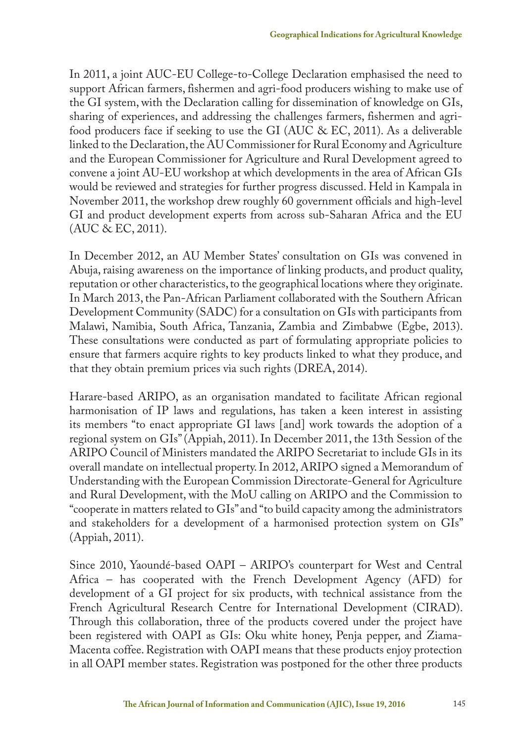In 2011, a joint AUC-EU College-to-College Declaration emphasised the need to support African farmers, fishermen and agri-food producers wishing to make use of the GI system, with the Declaration calling for dissemination of knowledge on GIs, sharing of experiences, and addressing the challenges farmers, fishermen and agri-food producers face if seeking to use the GI (AUC & EC, 2011). As a deliverable linked to the Declaration, the AU Commissioner for Rural Economy and Agriculture and the European Commissioner for Agriculture and Rural Development agreed to convene a joint AU-EU workshop at which developments in the area of African GIs would be reviewed and strategies for further progress discussed. Held in Kampala in November 2011, the workshop drew roughly 60 government officials and high-level GI and product development experts from across sub-Saharan Africa and the EU (AUC & EC, 2011).

In December 2012, an AU Member States' consultation on GIs was convened in Abuja, raising awareness on the importance of linking products, and product quality, reputation or other characteristics, to the geographical locations where they originate. In March 2013, the Pan-African Parliament collaborated with the Southern African Development Community (SADC) for a consultation on GIs with participants from Malawi, Namibia, South Africa, Tanzania, Zambia and Zimbabwe (Egbe, 2013). These consultations were conducted as part of formulating appropriate policies to ensure that farmers acquire rights to key products linked to what they produce, and that they obtain premium prices via such rights (DREA, 2014).

Harare-based ARIPO, as an organisation mandated to facilitate African regional harmonisation of IP laws and regulations, has taken a keen interest in assisting its members "to enact appropriate GI laws [and] work towards the adoption of a regional system on GIs" (Appiah, 2011). In December 2011, the 13th Session of the ARIPO Council of Ministers mandated the ARIPO Secretariat to include GIs in its overall mandate on intellectual property. In 2012, ARIPO signed a Memorandum of Understanding with the European Commission Directorate-General for Agriculture and Rural Development, with the MoU calling on ARIPO and the Commission to "cooperate in matters related to GIs" and "to build capacity among the administrators and stakeholders for a development of a harmonised protection system on GIs" (Appiah, 2011).

Since 2010, Yaoundé-based OAPI – ARIPO's counterpart for West and Central Africa – has cooperated with the French Development Agency (AFD) for development of a GI project for six products, with technical assistance from the French Agricultural Research Centre for International Development (CIRAD). Through this collaboration, three of the products covered under the project have been registered with OAPI as GIs: Oku white honey, Penja pepper, and Ziama-Macenta coffee. Registration with OAPI means that these products enjoy protection in all OAPI member states. Registration was postponed for the other three products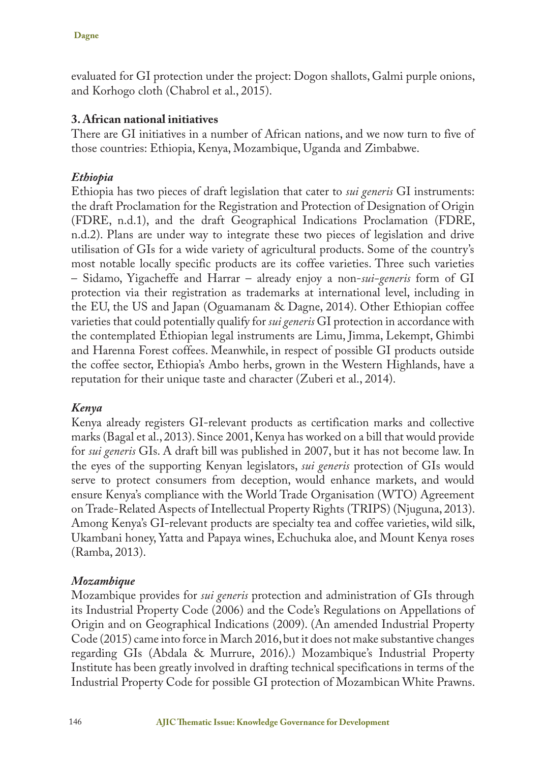evaluated for GI protection under the project: Dogon shallots, Galmi purple onions, and Korhogo cloth (Chabrol et al., 2015).

## 3. African national initiatives

There are GI initiatives in a number of African nations, and we now turn to five of those countries: Ethiopia, Kenya, Mozambique, Uganda and Zimbabwe.

### *Ethiopia*

Ethiopia has two pieces of draft legislation that cater to *sui generis* GI instruments: the draft Proclamation for the Registration and Protection of Designation of Origin (FDRE, n.d.1), and the draft Geographical Indications Proclamation (FDRE, n.d.2). Plans are under way to integrate these two pieces of legislation and drive utilisation of GIs for a wide variety of agricultural products. Some of the country's most notable locally specific products are its coffee varieties. Three such varieties – Sidamo, Yigacheffe and Harrar – already enjoy a non-*sui-generis* form of GI protection via their registration as trademarks at international level, including in the EU, the US and Japan (Oguamanam & Dagne, 2014). Other Ethiopian coffee varieties that could potentially qualify for *sui generis* GI protection in accordance with the contemplated Ethiopian legal instruments are Limu, Jimma, Lekempt, Ghimbi and Harenna Forest coffees. Meanwhile, in respect of possible GI products outside the coffee sector, Ethiopia's Ambo herbs, grown in the Western Highlands, have a reputation for their unique taste and character (Zuberi et al., 2014).

### *Kenya*

Kenya already registers GI-relevant products as certification marks and collective marks (Bagal et al., 2013). Since 2001, Kenya has worked on a bill that would provide for *sui generis* GIs. A draft bill was published in 2007, but it has not become law. In the eyes of the supporting Kenyan legislators, *sui generis* protection of GIs would serve to protect consumers from deception, would enhance markets, and would ensure Kenya's compliance with the World Trade Organisation (WTO) Agreement on Trade-Related Aspects of Intellectual Property Rights (TRIPS) (Njuguna, 2013). Among Kenya's GI-relevant products are specialty tea and coffee varieties, wild silk, Ukambani honey, Yatta and Papaya wines, Echuchuka aloe, and Mount Kenya roses (Ramba, 2013).

### *Mozambique*

Mozambique provides for *sui generis* protection and administration of GIs through its Industrial Property Code (2006) and the Code's Regulations on Appellations of Origin and on Geographical Indications (2009). (An amended Industrial Property Code (2015) came into force in March 2016, but it does not make substantive changes regarding GIs (Abdala & Murrure, 2016).) Mozambique's Industrial Property Institute has been greatly involved in drafting technical specifications in terms of the Industrial Property Code for possible GI protection of Mozambican White Prawns.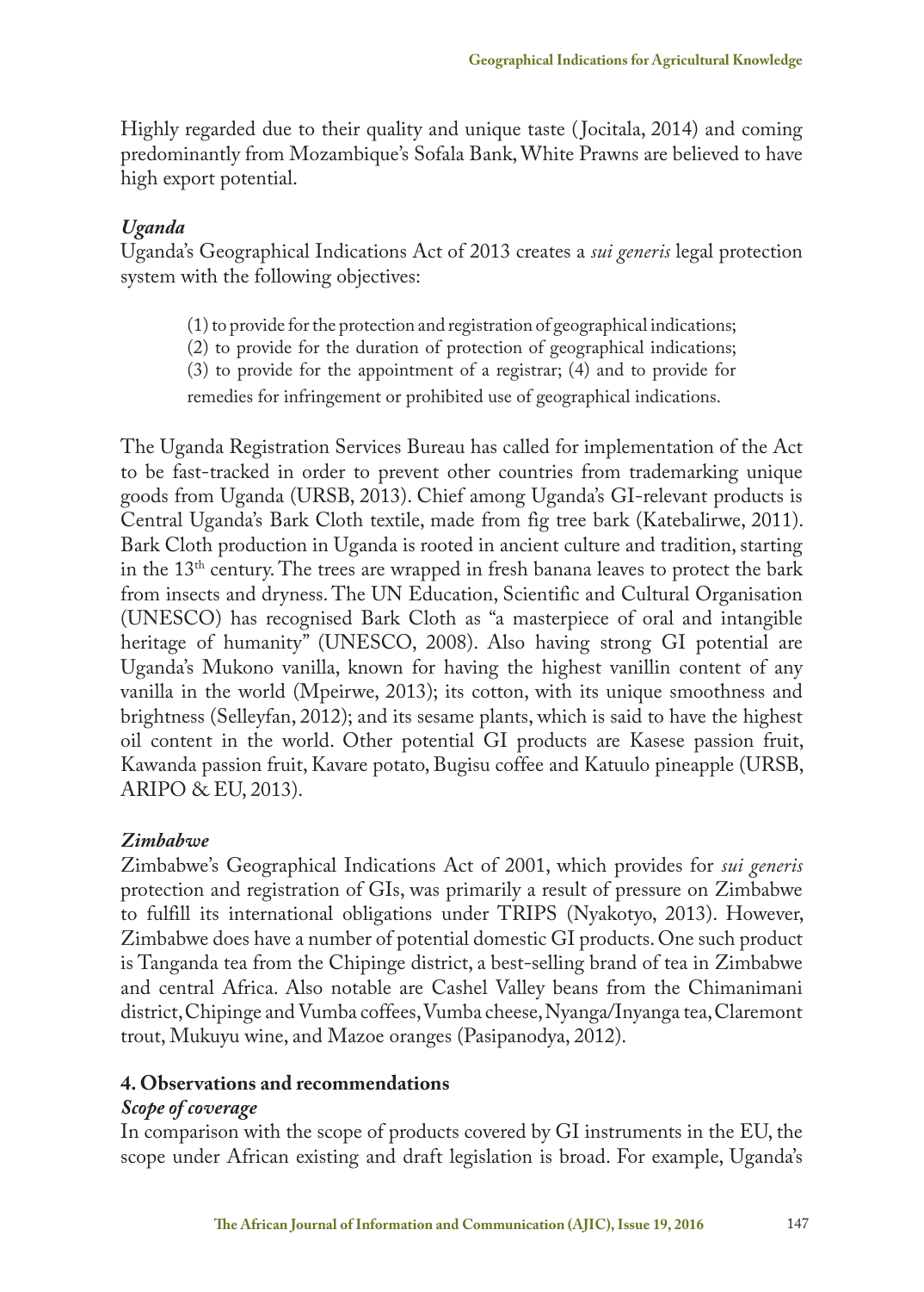Highly regarded due to their quality and unique taste (Jocitala, 2014) and coming predominantly from Mozambique's Sofala Bank, White Prawns are believed to have high export potential.

### *Uganda*

Uganda's Geographical Indications Act of 2013 creates a *sui generis* legal protection system with the following objectives:

> (1) to provide for the protection and registration of geographical indications; (2) to provide for the duration of protection of geographical indications; (3) to provide for the appointment of a registrar; (4) and to provide for remedies for infringement or prohibited use of geographical indications.

The Uganda Registration Services Bureau has called for implementation of the Act to be fast-tracked in order to prevent other countries from trademarking unique goods from Uganda (URSB, 2013). Chief among Uganda's GI-relevant products is Central Uganda's Bark Cloth textile, made from fig tree bark (Katebalirwe, 2011). Bark Cloth production in Uganda is rooted in ancient culture and tradition, starting in the 13th century. The trees are wrapped in fresh banana leaves to protect the bark from insects and dryness. The UN Education, Scientific and Cultural Organisation (UNESCO) has recognised Bark Cloth as "a masterpiece of oral and intangible heritage of humanity" (UNESCO, 2008). Also having strong GI potential are Uganda's Mukono vanilla, known for having the highest vanillin content of any vanilla in the world (Mpeirwe, 2013); its cotton, with its unique smoothness and brightness (Selleyfan, 2012); and its sesame plants, which is said to have the highest oil content in the world. Other potential GI products are Kasese passion fruit, Kawanda passion fruit, Kavare potato, Bugisu coffee and Katuulo pineapple (URSB, ARIPO & EU, 2013).

### *Zimbabwe*

Zimbabwe's Geographical Indications Act of 2001, which provides for *sui generis* protection and registration of GIs, was primarily a result of pressure on Zimbabwe to fulfill its international obligations under TRIPS (Nyakotyo, 2013). However, Zimbabwe does have a number of potential domestic GI products. One such product is Tanganda tea from the Chipinge district, a best-selling brand of tea in Zimbabwe and central Africa. Also notable are Cashel Valley beans from the Chimanimani district, Chipinge and Vumba coffees, Vumba cheese, Nyanga/Inyanga tea, Claremont trout, Mukuyu wine, and Mazoe oranges (Pasipanodya, 2012).

## 4. Observations and recommendations

### *Scope of coverage*

In comparison with the scope of products covered by GI instruments in the EU, the scope under African existing and draft legislation is broad. For example, Uganda's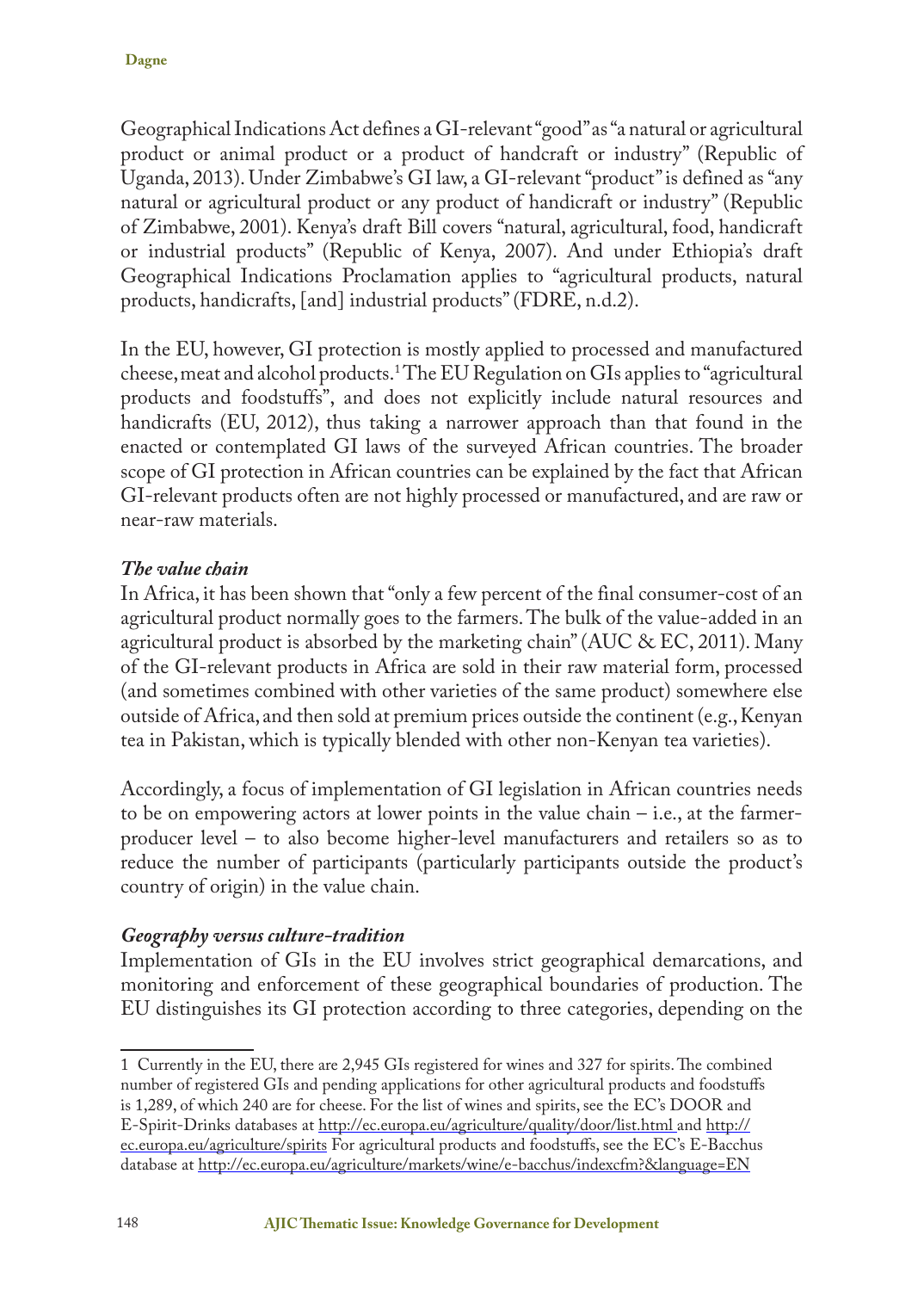Geographical Indications Act defines a GI-relevant "good" as "a natural or agricultural product or animal product or a product of handcraft or industry" (Republic of Uganda, 2013). Under Zimbabwe's GI law, a GI-relevant "product" is defined as "any natural or agricultural product or any product of handicraft or industry" (Republic of Zimbabwe, 2001). Kenya's draft Bill covers "natural, agricultural, food, handicraft or industrial products" (Republic of Kenya, 2007). And under Ethiopia's draft Geographical Indications Proclamation applies to "agricultural products, natural products, handicrafts, [and] industrial products" (FDRE, n.d.2).

In the EU, however, GI protection is mostly applied to processed and manufactured cheese, meat and alcohol products.[1] The EU Regulation on GIs applies to "agricultural products and foodstuffs", and does not explicitly include natural resources and handicrafts (EU, 2012), thus taking a narrower approach than that found in the enacted or contemplated GI laws of the surveyed African countries. The broader scope of GI protection in African countries can be explained by the fact that African GI-relevant products often are not highly processed or manufactured, and are raw or near-raw materials.

### *The value chain*

In Africa, it has been shown that "only a few percent of the final consumer-cost of an agricultural product normally goes to the farmers. The bulk of the value-added in an agricultural product is absorbed by the marketing chain" (AUC & EC, 2011). Many of the GI-relevant products in Africa are sold in their raw material form, processed (and sometimes combined with other varieties of the same product) somewhere else outside of Africa, and then sold at premium prices outside the continent (e.g., Kenyan tea in Pakistan, which is typically blended with other non-Kenyan tea varieties).

Accordingly, a focus of implementation of GI legislation in African countries needs to be on empowering actors at lower points in the value chain – i.e., at the farmer-producer level – to also become higher-level manufacturers and retailers so as to reduce the number of participants (particularly participants outside the product's country of origin) in the value chain.

### *Geography versus culture-tradition*

Implementation of GIs in the EU involves strict geographical demarcations, and monitoring and enforcement of these geographical boundaries of production. The EU distinguishes its GI protection according to three categories, depending on the

---

1 Currently in the EU, there are 2,945 GIs registered for wines and 327 for spirits. The combined number of registered GIs and pending applications for other agricultural products and foodstuffs is 1,289, of which 240 are for cheese. For the list of wines and spirits, see the EC's DOOR and E-Spirit-Drinks databases at http://ec.europa.eu/agriculture/quality/door/list.html and http://ec.europa.eu/agriculture/spirits For agricultural products and foodstuffs, see the EC's E-Bacchus database at http://ec.europa.eu/agriculture/markets/wine/e-bacchus/indexcfm?&language=EN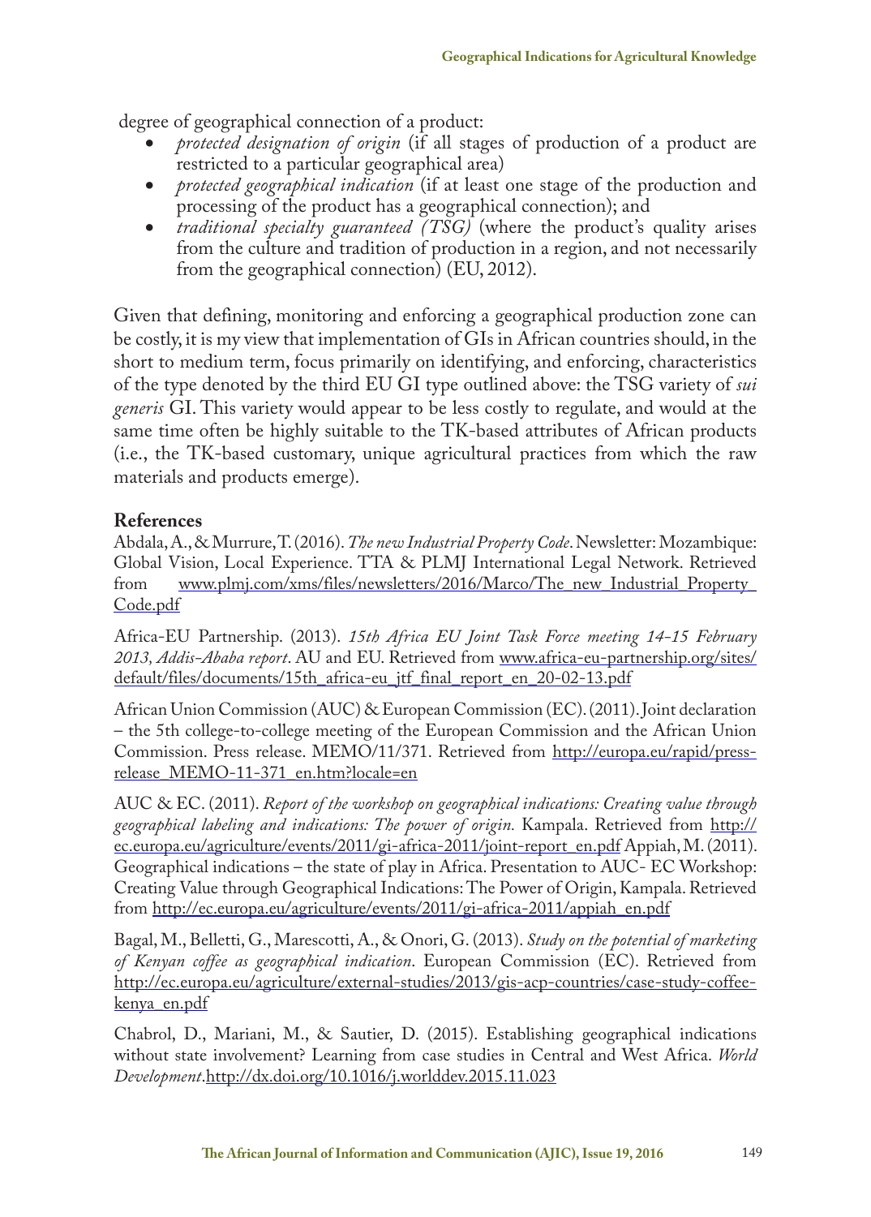degree of geographical connection of a product:

- *protected designation of origin* (if all stages of production of a product are restricted to a particular geographical area)
- *protected geographical indication* (if at least one stage of the production and processing of the product has a geographical connection); and
- *traditional specialty guaranteed (TSG)* (where the product's quality arises from the culture and tradition of production in a region, and not necessarily from the geographical connection) (EU, 2012).

Given that defining, monitoring and enforcing a geographical production zone can be costly, it is my view that implementation of GIs in African countries should, in the short to medium term, focus primarily on identifying, and enforcing, characteristics of the type denoted by the third EU GI type outlined above: the TSG variety of *sui generis* GI. This variety would appear to be less costly to regulate, and would at the same time often be highly suitable to the TK-based attributes of African products (i.e., the TK-based customary, unique agricultural practices from which the raw materials and products emerge).

## References

Abdala, A., & Murrure, T. (2016). *The new Industrial Property Code*. Newsletter: Mozambique: Global Vision, Local Experience. TTA & PLMJ International Legal Network. Retrieved from www.plmj.com/xms/files/newsletters/2016/Marco/The_new_Industrial_Property_Code.pdf

Africa-EU Partnership. (2013). *15th Africa EU Joint Task Force meeting 14-15 February 2013, Addis-Ababa report*. AU and EU. Retrieved from www.africa-eu-partnership.org/sites/default/files/documents/15th_africa-eu_jtf_final_report_en_20-02-13.pdf

African Union Commission (AUC) & European Commission (EC). (2011). Joint declaration – the 5th college-to-college meeting of the European Commission and the African Union Commission. Press release. MEMO/11/371. Retrieved from http://europa.eu/rapid/press-release_MEMO-11-371_en.htm?locale=en

AUC & EC. (2011). *Report of the workshop on geographical indications: Creating value through geographical labeling and indications: The power of origin.* Kampala. Retrieved from http://ec.europa.eu/agriculture/events/2011/gi-africa-2011/joint-report_en.pdf Appiah, M. (2011). Geographical indications – the state of play in Africa. Presentation to AUC- EC Workshop: Creating Value through Geographical Indications: The Power of Origin, Kampala. Retrieved from http://ec.europa.eu/agriculture/events/2011/gi-africa-2011/appiah_en.pdf

Bagal, M., Belletti, G., Marescotti, A., & Onori, G. (2013). *Study on the potential of marketing of Kenyan coffee as geographical indication*. European Commission (EC). Retrieved from http://ec.europa.eu/agriculture/external-studies/2013/gis-acp-countries/case-study-coffee-kenya_en.pdf

Chabrol, D., Mariani, M., & Sautier, D. (2015). Establishing geographical indications without state involvement? Learning from case studies in Central and West Africa. *World Development*.http://dx.doi.org/10.1016/j.worlddev.2015.11.023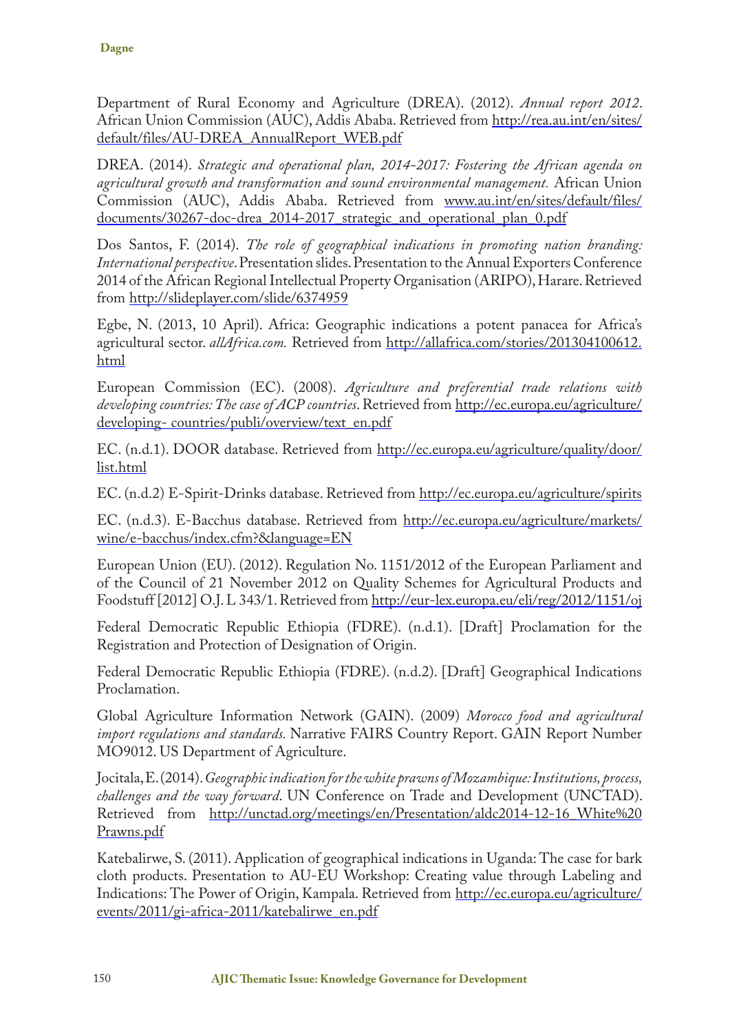Department of Rural Economy and Agriculture (DREA). (2012). *Annual report 2012*. African Union Commission (AUC), Addis Ababa. Retrieved from http://rea.au.int/en/sites/default/files/AU-DREA_AnnualReport_WEB.pdf

DREA. (2014). *Strategic and operational plan, 2014-2017: Fostering the African agenda on agricultural growth and transformation and sound environmental management.* African Union Commission (AUC), Addis Ababa. Retrieved from www.au.int/en/sites/default/files/documents/30267-doc-drea_2014-2017_strategic_and_operational_plan_0.pdf

Dos Santos, F. (2014). *The role of geographical indications in promoting nation branding: International perspective*. Presentation slides. Presentation to the Annual Exporters Conference 2014 of the African Regional Intellectual Property Organisation (ARIPO), Harare. Retrieved from http://slideplayer.com/slide/6374959

Egbe, N. (2013, 10 April). Africa: Geographic indications a potent panacea for Africa's agricultural sector. *allAfrica.com.* Retrieved from http://allafrica.com/stories/201304100612.html

European Commission (EC). (2008). *Agriculture and preferential trade relations with developing countries: The case of ACP countries*. Retrieved from http://ec.europa.eu/agriculture/developing- countries/publi/overview/text_en.pdf

EC. (n.d.1). DOOR database. Retrieved from http://ec.europa.eu/agriculture/quality/door/list.html

EC. (n.d.2) E-Spirit-Drinks database. Retrieved from http://ec.europa.eu/agriculture/spirits

EC. (n.d.3). E-Bacchus database. Retrieved from http://ec.europa.eu/agriculture/markets/wine/e-bacchus/index.cfm?&language=EN

European Union (EU). (2012). Regulation No. 1151/2012 of the European Parliament and of the Council of 21 November 2012 on Quality Schemes for Agricultural Products and Foodstuff [2012] O.J. L 343/1. Retrieved from http://eur-lex.europa.eu/eli/reg/2012/1151/oj

Federal Democratic Republic Ethiopia (FDRE). (n.d.1). [Draft] Proclamation for the Registration and Protection of Designation of Origin.

Federal Democratic Republic Ethiopia (FDRE). (n.d.2). [Draft] Geographical Indications Proclamation.

Global Agriculture Information Network (GAIN). (2009) *Morocco food and agricultural import regulations and standards.* Narrative FAIRS Country Report. GAIN Report Number MO9012. US Department of Agriculture.

Jocitala, E. (2014). *Geographic indication for the white prawns of Mozambique: Institutions, process, challenges and the way forward.* UN Conference on Trade and Development (UNCTAD). Retrieved from http://unctad.org/meetings/en/Presentation/aldc2014-12-16_White%20Prawns.pdf

Katebalirwe, S. (2011). Application of geographical indications in Uganda: The case for bark cloth products. Presentation to AU-EU Workshop: Creating value through Labeling and Indications: The Power of Origin, Kampala. Retrieved from http://ec.europa.eu/agriculture/events/2011/gi-africa-2011/katebalirwe_en.pdf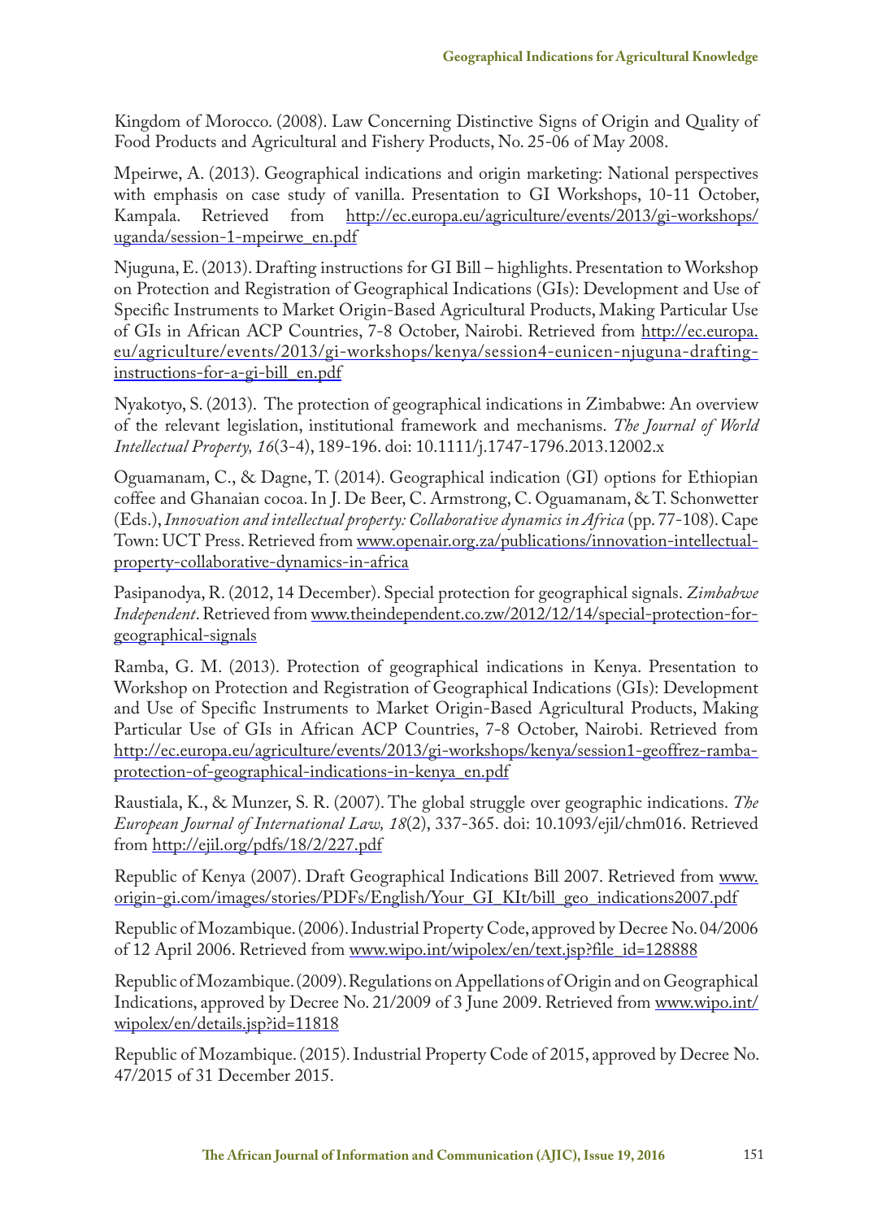Kingdom of Morocco. (2008). Law Concerning Distinctive Signs of Origin and Quality of Food Products and Agricultural and Fishery Products, No. 25-06 of May 2008.

Mpeirwe, A. (2013). Geographical indications and origin marketing: National perspectives with emphasis on case study of vanilla. Presentation to GI Workshops, 10-11 October, Kampala. Retrieved from http://ec.europa.eu/agriculture/events/2013/gi-workshops/uganda/session-1-mpeirwe_en.pdf

Njuguna, E. (2013). Drafting instructions for GI Bill – highlights. Presentation to Workshop on Protection and Registration of Geographical Indications (GIs): Development and Use of Specific Instruments to Market Origin-Based Agricultural Products, Making Particular Use of GIs in African ACP Countries, 7-8 October, Nairobi. Retrieved from http://ec.europa.eu/agriculture/events/2013/gi-workshops/kenya/session4-eunicen-njuguna-drafting-instructions-for-a-gi-bill_en.pdf

Nyakotyo, S. (2013). The protection of geographical indications in Zimbabwe: An overview of the relevant legislation, institutional framework and mechanisms. *The Journal of World Intellectual Property, 16*(3-4), 189-196. doi: 10.1111/j.1747-1796.2013.12002.x

Oguamanam, C., & Dagne, T. (2014). Geographical indication (GI) options for Ethiopian coffee and Ghanaian cocoa. In J. De Beer, C. Armstrong, C. Oguamanam, & T. Schonwetter (Eds.), *Innovation and intellectual property: Collaborative dynamics in Africa* (pp. 77-108). Cape Town: UCT Press. Retrieved from www.openair.org.za/publications/innovation-intellectual-property-collaborative-dynamics-in-africa

Pasipanodya, R. (2012, 14 December). Special protection for geographical signals. *Zimbabwe Independent*. Retrieved from www.theindependent.co.zw/2012/12/14/special-protection-for-geographical-signals

Ramba, G. M. (2013). Protection of geographical indications in Kenya. Presentation to Workshop on Protection and Registration of Geographical Indications (GIs): Development and Use of Specific Instruments to Market Origin-Based Agricultural Products, Making Particular Use of GIs in African ACP Countries, 7-8 October, Nairobi. Retrieved from http://ec.europa.eu/agriculture/events/2013/gi-workshops/kenya/session1-geoffrez-ramba-protection-of-geographical-indications-in-kenya_en.pdf

Raustiala, K., & Munzer, S. R. (2007). The global struggle over geographic indications. *The European Journal of International Law, 18*(2), 337-365. doi: 10.1093/ejil/chm016. Retrieved from http://ejil.org/pdfs/18/2/227.pdf

Republic of Kenya (2007). Draft Geographical Indications Bill 2007. Retrieved from www.origin-gi.com/images/stories/PDFs/English/Your_GI_KIt/bill_geo_indications2007.pdf

Republic of Mozambique. (2006). Industrial Property Code, approved by Decree No. 04/2006 of 12 April 2006. Retrieved from www.wipo.int/wipolex/en/text.jsp?file_id=128888

Republic of Mozambique. (2009). Regulations on Appellations of Origin and on Geographical Indications, approved by Decree No. 21/2009 of 3 June 2009. Retrieved from www.wipo.int/wipolex/en/details.jsp?id=11818

Republic of Mozambique. (2015). Industrial Property Code of 2015, approved by Decree No. 47/2015 of 31 December 2015.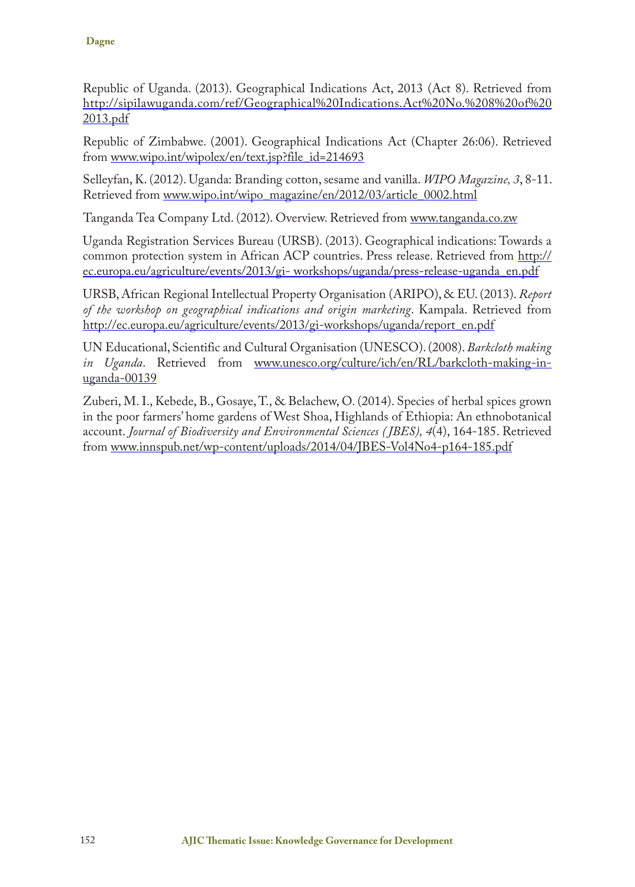Republic of Uganda. (2013). Geographical Indications Act, 2013 (Act 8). Retrieved from http://sipilawuganda.com/ref/Geographical%20Indications.Act%20No.%208%20of%202013.pdf

Republic of Zimbabwe. (2001). Geographical Indications Act (Chapter 26:06). Retrieved from www.wipo.int/wipolex/en/text.jsp?file_id=214693

Selleyfan, K. (2012). Uganda: Branding cotton, sesame and vanilla. *WIPO Magazine, 3*, 8-11. Retrieved from www.wipo.int/wipo_magazine/en/2012/03/article_0002.html

Tanganda Tea Company Ltd. (2012). Overview. Retrieved from www.tanganda.co.zw

Uganda Registration Services Bureau (URSB). (2013). Geographical indications: Towards a common protection system in African ACP countries. Press release. Retrieved from http://ec.europa.eu/agriculture/events/2013/gi- workshops/uganda/press-release-uganda_en.pdf

URSB, African Regional Intellectual Property Organisation (ARIPO), & EU. (2013). *Report of the workshop on geographical indications and origin marketing*. Kampala. Retrieved from http://ec.europa.eu/agriculture/events/2013/gi-workshops/uganda/report_en.pdf

UN Educational, Scientific and Cultural Organisation (UNESCO). (2008). *Barkcloth making in Uganda*. Retrieved from www.unesco.org/culture/ich/en/RL/barkcloth-making-in-uganda-00139

Zuberi, M. I., Kebede, B., Gosaye, T., & Belachew, O. (2014). Species of herbal spices grown in the poor farmers' home gardens of West Shoa, Highlands of Ethiopia: An ethnobotanical account. *Journal of Biodiversity and Environmental Sciences (JBES), 4*(4), 164-185. Retrieved from www.innspub.net/wp-content/uploads/2014/04/JBES-Vol4No4-p164-185.pdf